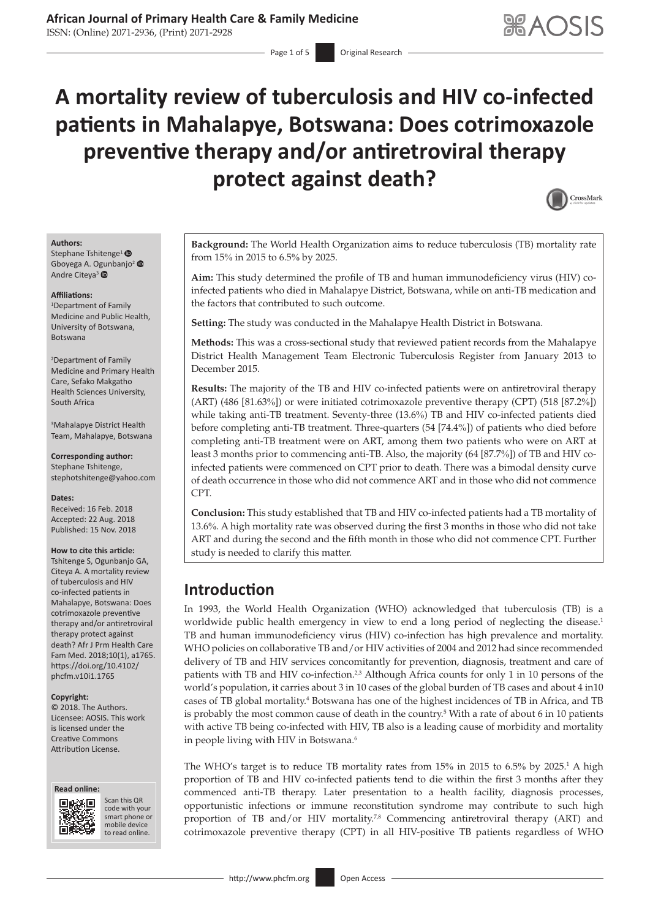# A mortality review of tuberculosis and HIV co-infected patients in Mahalapye, Botswana: Does cotrimoxazole preventive therapy and/or antiretroviral therapy protect against death?

**Authors:**
Stephane Tshitenge[1]
Gboyega A. Ogunbanjo[2]
Andre Citeya[3]

**Affiliations:**
[1]Department of Family Medicine and Public Health, University of Botswana, Botswana

[2]Department of Family Medicine and Primary Health Care, Sefako Makgatho Health Sciences University, South Africa

[3]Mahalapye District Health Team, Mahalapye, Botswana

**Corresponding author:**
Stephane Tshitenge,
stephotshitenge@yahoo.com

**Dates:**
Received: 16 Feb. 2018
Accepted: 22 Aug. 2018
Published: 15 Nov. 2018

**How to cite this article:**
Tshitenge S, Ogunbanjo GA, Citeya A. A mortality review of tuberculosis and HIV co-infected patients in Mahalapye, Botswana: Does cotrimoxazole preventive therapy and/or antiretroviral therapy protect against death? Afr J Prm Health Care Fam Med. 2018;10(1), a1765. https://doi.org/10.4102/phcfm.v10i1.1765

**Copyright:**
© 2018. The Authors. Licensee: AOSIS. This work is licensed under the Creative Commons Attribution License.

**Read online:**
Scan this QR code with your smart phone or mobile device to read online.

**Background:** The World Health Organization aims to reduce tuberculosis (TB) mortality rate from 15% in 2015 to 6.5% by 2025.

**Aim:** This study determined the profile of TB and human immunodeficiency virus (HIV) co-infected patients who died in Mahalapye District, Botswana, while on anti-TB medication and the factors that contributed to such outcome.

**Setting:** The study was conducted in the Mahalapye Health District in Botswana.

**Methods:** This was a cross-sectional study that reviewed patient records from the Mahalapye District Health Management Team Electronic Tuberculosis Register from January 2013 to December 2015.

**Results:** The majority of the TB and HIV co-infected patients were on antiretroviral therapy (ART) (486 [81.63%]) or were initiated cotrimoxazole preventive therapy (CPT) (518 [87.2%]) while taking anti-TB treatment. Seventy-three (13.6%) TB and HIV co-infected patients died before completing anti-TB treatment. Three-quarters (54 [74.4%]) of patients who died before completing anti-TB treatment were on ART, among them two patients who were on ART at least 3 months prior to commencing anti-TB. Also, the majority (64 [87.7%]) of TB and HIV co-infected patients were commenced on CPT prior to death. There was a bimodal density curve of death occurrence in those who did not commence ART and in those who did not commence CPT.

**Conclusion:** This study established that TB and HIV co-infected patients had a TB mortality of 13.6%. A high mortality rate was observed during the first 3 months in those who did not take ART and during the second and the fifth month in those who did not commence CPT. Further study is needed to clarify this matter.

## Introduction

In 1993, the World Health Organization (WHO) acknowledged that tuberculosis (TB) is a worldwide public health emergency in view to end a long period of neglecting the disease.[1] TB and human immunodeficiency virus (HIV) co-infection has high prevalence and mortality. WHO policies on collaborative TB and/or HIV activities of 2004 and 2012 had since recommended delivery of TB and HIV services concomitantly for prevention, diagnosis, treatment and care of patients with TB and HIV co-infection.[2,3] Although Africa counts for only 1 in 10 persons of the world's population, it carries about 3 in 10 cases of the global burden of TB cases and about 4 in10 cases of TB global mortality.[4] Botswana has one of the highest incidences of TB in Africa, and TB is probably the most common cause of death in the country.[5] With a rate of about 6 in 10 patients with active TB being co-infected with HIV, TB also is a leading cause of morbidity and mortality in people living with HIV in Botswana.[6]

The WHO's target is to reduce TB mortality rates from 15% in 2015 to 6.5% by 2025.[1] A high proportion of TB and HIV co-infected patients tend to die within the first 3 months after they commenced anti-TB therapy. Later presentation to a health facility, diagnosis processes, opportunistic infections or immune reconstitution syndrome may contribute to such high proportion of TB and/or HIV mortality.[7,8] Commencing antiretroviral therapy (ART) and cotrimoxazole preventive therapy (CPT) in all HIV-positive TB patients regardless of WHO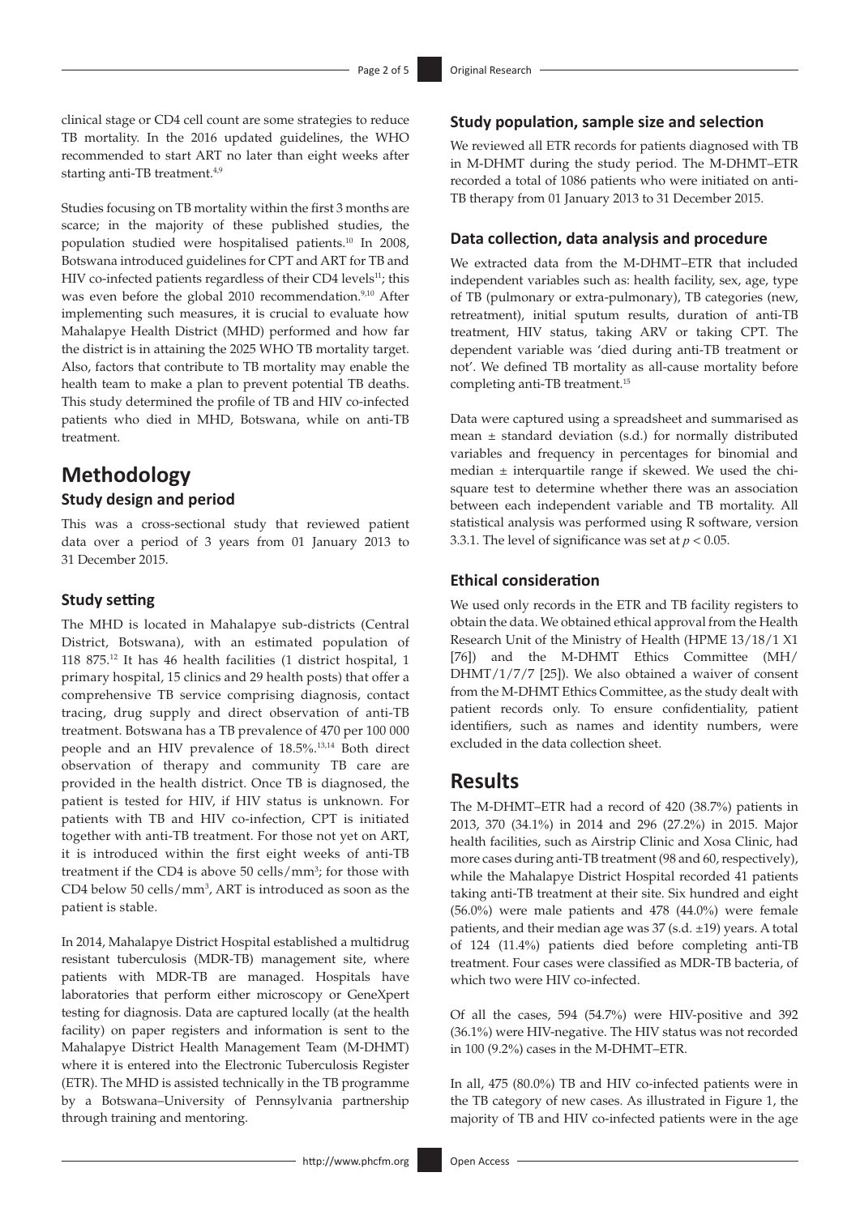clinical stage or CD4 cell count are some strategies to reduce TB mortality. In the 2016 updated guidelines, the WHO recommended to start ART no later than eight weeks after starting anti-TB treatment.[4,9]

Studies focusing on TB mortality within the first 3 months are scarce; in the majority of these published studies, the population studied were hospitalised patients.[10] In 2008, Botswana introduced guidelines for CPT and ART for TB and HIV co-infected patients regardless of their CD4 levels[11]; this was even before the global 2010 recommendation.[9,10] After implementing such measures, it is crucial to evaluate how Mahalapye Health District (MHD) performed and how far the district is in attaining the 2025 WHO TB mortality target. Also, factors that contribute to TB mortality may enable the health team to make a plan to prevent potential TB deaths. This study determined the profile of TB and HIV co-infected patients who died in MHD, Botswana, while on anti-TB treatment.

# Methodology

## Study design and period

This was a cross-sectional study that reviewed patient data over a period of 3 years from 01 January 2013 to 31 December 2015.

### Study setting

The MHD is located in Mahalapye sub-districts (Central District, Botswana), with an estimated population of 118 875.[12] It has 46 health facilities (1 district hospital, 1 primary hospital, 15 clinics and 29 health posts) that offer a comprehensive TB service comprising diagnosis, contact tracing, drug supply and direct observation of anti-TB treatment. Botswana has a TB prevalence of 470 per 100 000 people and an HIV prevalence of 18.5%.[13,14] Both direct observation of therapy and community TB care are provided in the health district. Once TB is diagnosed, the patient is tested for HIV, if HIV status is unknown. For patients with TB and HIV co-infection, CPT is initiated together with anti-TB treatment. For those not yet on ART, it is introduced within the first eight weeks of anti-TB treatment if the CD4 is above 50 cells/mm$^3$; for those with CD4 below 50 cells/mm$^3$, ART is introduced as soon as the patient is stable.

In 2014, Mahalapye District Hospital established a multidrug resistant tuberculosis (MDR-TB) management site, where patients with MDR-TB are managed. Hospitals have laboratories that perform either microscopy or GeneXpert testing for diagnosis. Data are captured locally (at the health facility) on paper registers and information is sent to the Mahalapye District Health Management Team (M-DHMT) where it is entered into the Electronic Tuberculosis Register (ETR). The MHD is assisted technically in the TB programme by a Botswana–University of Pennsylvania partnership through training and mentoring.

### Study population, sample size and selection

We reviewed all ETR records for patients diagnosed with TB in M-DHMT during the study period. The M-DHMT–ETR recorded a total of 1086 patients who were initiated on anti-TB therapy from 01 January 2013 to 31 December 2015.

### Data collection, data analysis and procedure

We extracted data from the M-DHMT–ETR that included independent variables such as: health facility, sex, age, type of TB (pulmonary or extra-pulmonary), TB categories (new, retreatment), initial sputum results, duration of anti-TB treatment, HIV status, taking ARV or taking CPT. The dependent variable was 'died during anti-TB treatment or not'. We defined TB mortality as all-cause mortality before completing anti-TB treatment.[15]

Data were captured using a spreadsheet and summarised as mean ± standard deviation (s.d.) for normally distributed variables and frequency in percentages for binomial and median ± interquartile range if skewed. We used the chi-square test to determine whether there was an association between each independent variable and TB mortality. All statistical analysis was performed using R software, version 3.3.1. The level of significance was set at $p < 0.05$.

### Ethical consideration

We used only records in the ETR and TB facility registers to obtain the data. We obtained ethical approval from the Health Research Unit of the Ministry of Health (HPME 13/18/1 X1 [76]) and the M-DHMT Ethics Committee (MH/DHMT/1/7/7 [25]). We also obtained a waiver of consent from the M-DHMT Ethics Committee, as the study dealt with patient records only. To ensure confidentiality, patient identifiers, such as names and identity numbers, were excluded in the data collection sheet.

# Results

The M-DHMT–ETR had a record of 420 (38.7%) patients in 2013, 370 (34.1%) in 2014 and 296 (27.2%) in 2015. Major health facilities, such as Airstrip Clinic and Xosa Clinic, had more cases during anti-TB treatment (98 and 60, respectively), while the Mahalapye District Hospital recorded 41 patients taking anti-TB treatment at their site. Six hundred and eight (56.0%) were male patients and 478 (44.0%) were female patients, and their median age was 37 (s.d. ±19) years. A total of 124 (11.4%) patients died before completing anti-TB treatment. Four cases were classified as MDR-TB bacteria, of which two were HIV co-infected.

Of all the cases, 594 (54.7%) were HIV-positive and 392 (36.1%) were HIV-negative. The HIV status was not recorded in 100 (9.2%) cases in the M-DHMT–ETR.

In all, 475 (80.0%) TB and HIV co-infected patients were in the TB category of new cases. As illustrated in Figure 1, the majority of TB and HIV co-infected patients were in the age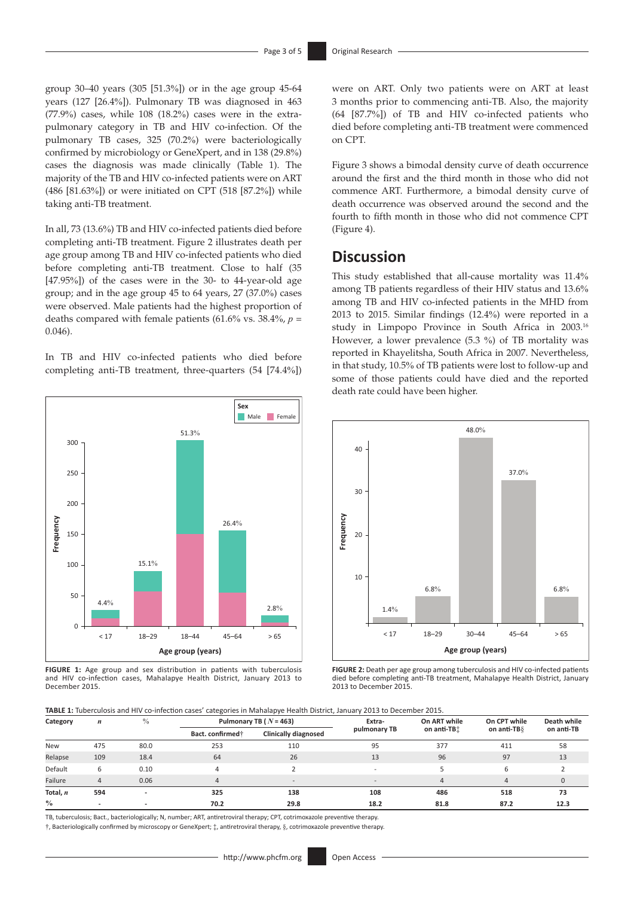group 30–40 years (305 [51.3%]) or in the age group 45-64 years (127 [26.4%]). Pulmonary TB was diagnosed in 463 (77.9%) cases, while 108 (18.2%) cases were in the extra-pulmonary category in TB and HIV co-infection. Of the pulmonary TB cases, 325 (70.2%) were bacteriologically confirmed by microbiology or GeneXpert, and in 138 (29.8%) cases the diagnosis was made clinically (Table 1). The majority of the TB and HIV co-infected patients were on ART (486 [81.63%]) or were initiated on CPT (518 [87.2%]) while taking anti-TB treatment.

In all, 73 (13.6%) TB and HIV co-infected patients died before completing anti-TB treatment. Figure 2 illustrates death per age group among TB and HIV co-infected patients who died before completing anti-TB treatment. Close to half (35 [47.95%]) of the cases were in the 30- to 44-year-old age group; and in the age group 45 to 64 years, 27 (37.0%) cases were observed. Male patients had the highest proportion of deaths compared with female patients (61.6% vs. 38.4%, $p$ = 0.046).

In TB and HIV co-infected patients who died before completing anti-TB treatment, three-quarters (54 [74.4%]) were on ART. Only two patients were on ART at least 3 months prior to commencing anti-TB. Also, the majority (64 [87.7%]) of TB and HIV co-infected patients who died before completing anti-TB treatment were commenced on CPT.

Figure 3 shows a bimodal density curve of death occurrence around the first and the third month in those who did not commence ART. Furthermore, a bimodal density curve of death occurrence was observed around the second and the fourth to fifth month in those who did not commence CPT (Figure 4).

**FIGURE 1:** Age group and sex distribution in patients with tuberculosis and HIV co-infection cases, Mahalapye Health District, January 2013 to December 2015.

**FIGURE 2:** Death per age group among tuberculosis and HIV co-infected patients died before completing anti-TB treatment, Mahalapye Health District, January 2013 to December 2015.

## Discussion

This study established that all-cause mortality was 11.4% among TB patients regardless of their HIV status and 13.6% among TB and HIV co-infected patients in the MHD from 2013 to 2015. Similar findings (12.4%) were reported in a study in Limpopo Province in South Africa in 2003.[16] However, a lower prevalence (5.3 %) of TB mortality was reported in Khayelitsha, South Africa in 2007. Nevertheless, in that study, 10.5% of TB patients were lost to follow-up and some of those patients could have died and the reported death rate could have been higher.

**TABLE 1:** Tuberculosis and HIV co-infection cases' categories in Mahalapye Health District, January 2013 to December 2015.

| Category | *n* | % | Pulmonary TB ( $N$ = 463) | | Extra-pulmonary TB | On ART while on anti-TB‡ | On CPT while on anti-TB§ | Death while on anti-TB |
|---|---|---|---|---|---|---|---|---|
| | | | Bact. confirmed† | Clinically diagnosed | | | | |
| New | 475 | 80.0 | 253 | 110 | 95 | 377 | 411 | 58 |
| Relapse | 109 | 18.4 | 64 | 26 | 13 | 96 | 97 | 13 |
| Default | 6 | 0.10 | 4 | 2 | - | 5 | 6 | 2 |
| Failure | 4 | 0.06 | 4 | - | - | 4 | 4 | 0 |
| **Total, *n*** | **594** | - | **325** | **138** | **108** | **486** | **518** | **73** |
| **%** | - | - | **70.2** | **29.8** | **18.2** | **81.8** | **87.2** | **12.3** |

TB, tuberculosis; Bact., bacteriologically; N, number; ART, antiretroviral therapy; CPT, cotrimoxazole preventive therapy.

†, Bacteriologically confirmed by microscopy or GeneXpert; ‡, antiretroviral therapy, §, cotrimoxazole preventive therapy.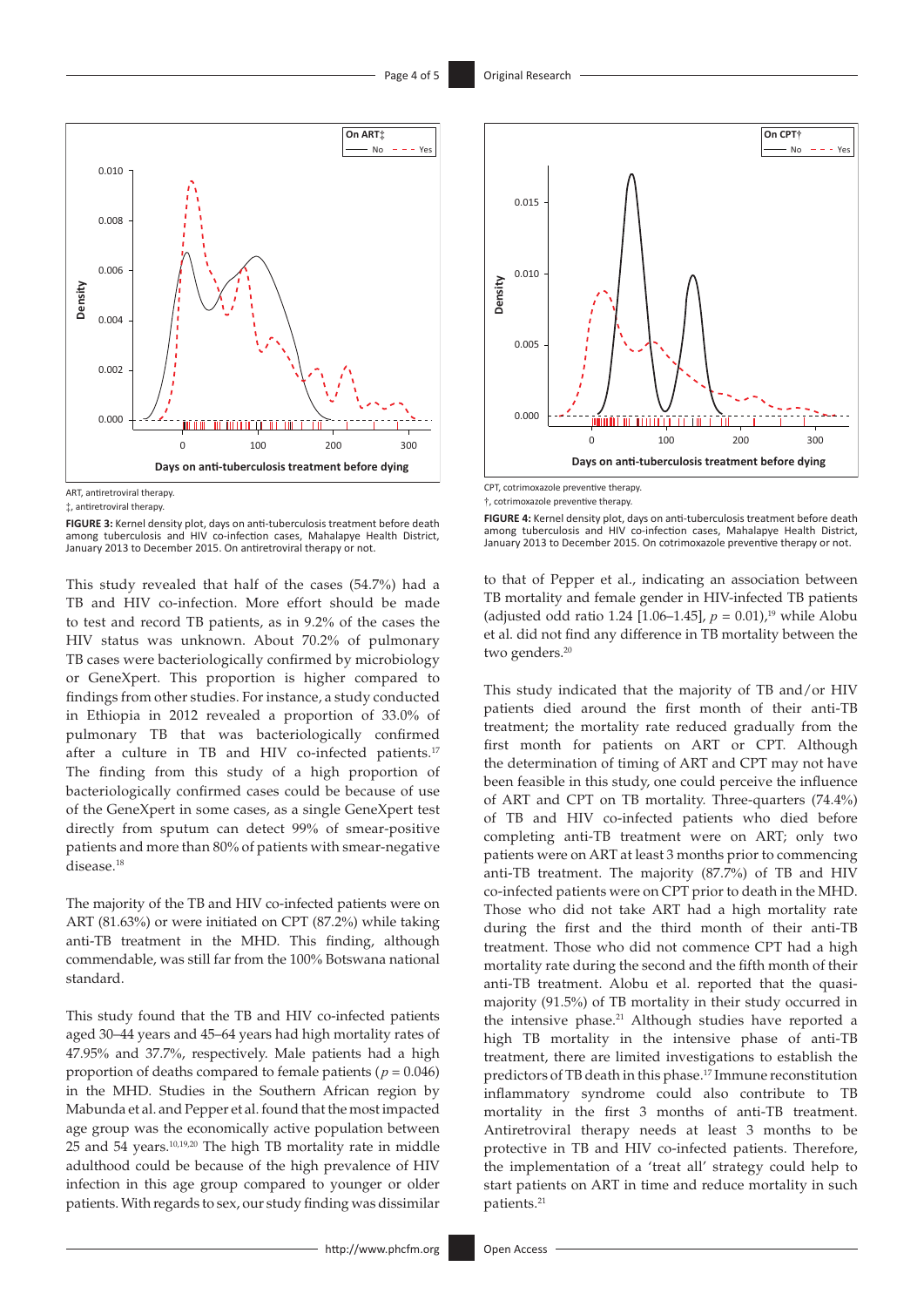ART, antiretroviral therapy.

‡, antiretroviral therapy.

**FIGURE 3:** Kernel density plot, days on anti-tuberculosis treatment before death among tuberculosis and HIV co-infection cases, Mahalapye Health District, January 2013 to December 2015. On antiretroviral therapy or not.

CPT, cotrimoxazole preventive therapy.

†, cotrimoxazole preventive therapy.

**FIGURE 4:** Kernel density plot, days on anti-tuberculosis treatment before death among tuberculosis and HIV co-infection cases, Mahalapye Health District, January 2013 to December 2015. On cotrimoxazole preventive therapy or not.

This study revealed that half of the cases (54.7%) had a TB and HIV co-infection. More effort should be made to test and record TB patients, as in 9.2% of the cases the HIV status was unknown. About 70.2% of pulmonary TB cases were bacteriologically confirmed by microbiology or GeneXpert. This proportion is higher compared to findings from other studies. For instance, a study conducted in Ethiopia in 2012 revealed a proportion of 33.0% of pulmonary TB that was bacteriologically confirmed after a culture in TB and HIV co-infected patients.[17] The finding from this study of a high proportion of bacteriologically confirmed cases could be because of use of the GeneXpert in some cases, as a single GeneXpert test directly from sputum can detect 99% of smear-positive patients and more than 80% of patients with smear-negative disease.[18]

The majority of the TB and HIV co-infected patients were on ART (81.63%) or were initiated on CPT (87.2%) while taking anti-TB treatment in the MHD. This finding, although commendable, was still far from the 100% Botswana national standard.

This study found that the TB and HIV co-infected patients aged 30–44 years and 45–64 years had high mortality rates of 47.95% and 37.7%, respectively. Male patients had a high proportion of deaths compared to female patients ($p = 0.046$) in the MHD. Studies in the Southern African region by Mabunda et al. and Pepper et al. found that the most impacted age group was the economically active population between 25 and 54 years.[10,19,20] The high TB mortality rate in middle adulthood could be because of the high prevalence of HIV infection in this age group compared to younger or older patients. With regards to sex, our study finding was dissimilar to that of Pepper et al., indicating an association between TB mortality and female gender in HIV-infected TB patients (adjusted odd ratio 1.24 [1.06–1.45], $p = 0.01$),[19] while Alobu et al. did not find any difference in TB mortality between the two genders.[20]

This study indicated that the majority of TB and/or HIV patients died around the first month of their anti-TB treatment; the mortality rate reduced gradually from the first month for patients on ART or CPT. Although the determination of timing of ART and CPT may not have been feasible in this study, one could perceive the influence of ART and CPT on TB mortality. Three-quarters (74.4%) of TB and HIV co-infected patients who died before completing anti-TB treatment were on ART; only two patients were on ART at least 3 months prior to commencing anti-TB treatment. The majority (87.7%) of TB and HIV co-infected patients were on CPT prior to death in the MHD. Those who did not take ART had a high mortality rate during the first and the third month of their anti-TB treatment. Those who did not commence CPT had a high mortality rate during the second and the fifth month of their anti-TB treatment. Alobu et al. reported that the quasi-majority (91.5%) of TB mortality in their study occurred in the intensive phase.[21] Although studies have reported a high TB mortality in the intensive phase of anti-TB treatment, there are limited investigations to establish the predictors of TB death in this phase.[17] Immune reconstitution inflammatory syndrome could also contribute to TB mortality in the first 3 months of anti-TB treatment. Antiretroviral therapy needs at least 3 months to be protective in TB and HIV co-infected patients. Therefore, the implementation of a 'treat all' strategy could help to start patients on ART in time and reduce mortality in such patients.[21]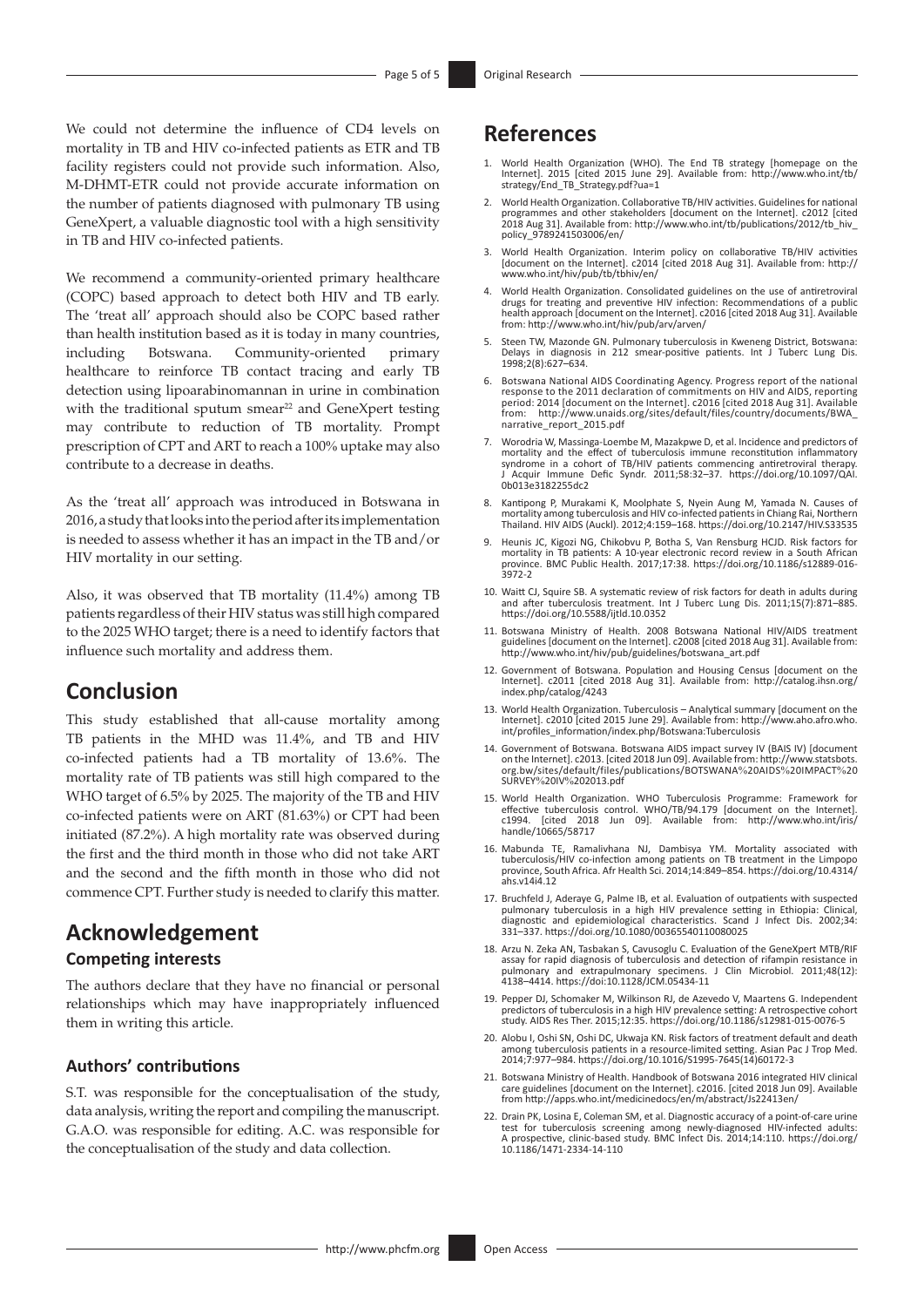We could not determine the influence of CD4 levels on mortality in TB and HIV co-infected patients as ETR and TB facility registers could not provide such information. Also, M-DHMT-ETR could not provide accurate information on the number of patients diagnosed with pulmonary TB using GeneXpert, a valuable diagnostic tool with a high sensitivity in TB and HIV co-infected patients.

We recommend a community-oriented primary healthcare (COPC) based approach to detect both HIV and TB early. The 'treat all' approach should also be COPC based rather than health institution based as it is today in many countries, including Botswana. Community-oriented primary healthcare to reinforce TB contact tracing and early TB detection using lipoarabinomannan in urine in combination with the traditional sputum smear[22] and GeneXpert testing may contribute to reduction of TB mortality. Prompt prescription of CPT and ART to reach a 100% uptake may also contribute to a decrease in deaths.

As the 'treat all' approach was introduced in Botswana in 2016, a study that looks into the period after its implementation is needed to assess whether it has an impact in the TB and/or HIV mortality in our setting.

Also, it was observed that TB mortality (11.4%) among TB patients regardless of their HIV status was still high compared to the 2025 WHO target; there is a need to identify factors that influence such mortality and address them.

## Conclusion

This study established that all-cause mortality among TB patients in the MHD was 11.4%, and TB and HIV co-infected patients had a TB mortality of 13.6%. The mortality rate of TB patients was still high compared to the WHO target of 6.5% by 2025. The majority of the TB and HIV co-infected patients were on ART (81.63%) or CPT had been initiated (87.2%). A high mortality rate was observed during the first and the third month in those who did not take ART and the second and the fifth month in those who did not commence CPT. Further study is needed to clarify this matter.

## Acknowledgement

### Competing interests

The authors declare that they have no financial or personal relationships which may have inappropriately influenced them in writing this article.

### Authors' contributions

S.T. was responsible for the conceptualisation of the study, data analysis, writing the report and compiling the manuscript. G.A.O. was responsible for editing. A.C. was responsible for the conceptualisation of the study and data collection.

## References

1. World Health Organization (WHO). The End TB strategy [homepage on the Internet]. 2015 [cited 2015 June 29]. Available from: http://www.who.int/tb/strategy/End_TB_Strategy.pdf?ua=1
2. World Health Organization. Collaborative TB/HIV activities. Guidelines for national programmes and other stakeholders [document on the Internet]. c2012 [cited 2018 Aug 31]. Available from: http://www.who.int/tb/publications/2012/tb_hiv_policy_9789241503006/en/
3. World Health Organization. Interim policy on collaborative TB/HIV activities [document on the Internet]. c2014 [cited 2018 Aug 31]. Available from: http://www.who.int/hiv/pub/tb/tbhiv/en/
4. World Health Organization. Consolidated guidelines on the use of antiretroviral drugs for treating and preventive HIV infection: Recommendations of a public health approach [document on the Internet]. c2016 [cited 2018 Aug 31]. Available from: http://www.who.int/hiv/pub/arv/arven/
5. Steen TW, Mazonde GN. Pulmonary tuberculosis in Kweneng District, Botswana: Delays in diagnosis in 212 smear-positive patients. Int J Tuberc Lung Dis. 1998;2(8):627–634.
6. Botswana National AIDS Coordinating Agency. Progress report of the national response to the 2011 declaration of commitments on HIV and AIDS, reporting period: 2014 [document on the Internet]. c2016 [cited 2018 Aug 31]. Available from: http://www.unaids.org/sites/default/files/country/documents/BWA_narrative_report_2015.pdf
7. Worodria W, Massinga-Loembe M, Mazakpwe D, et al. Incidence and predictors of mortality and the effect of tuberculosis immune reconstitution inflammatory syndrome in a cohort of TB/HIV patients commencing antiretroviral therapy. J Acquir Immune Defic Syndr. 2011;58:32–37. https://doi.org/10.1097/QAI.0b013e3182255dc2
8. Kantipong P, Murakami K, Moolphate S, Nyein Aung M, Yamada N. Causes of mortality among tuberculosis and HIV co-infected patients in Chiang Rai, Northern Thailand. HIV AIDS (Auckl). 2012;4:159–168. https://doi.org/10.2147/HIV.S33535
9. Heunis JC, Kigozi NG, Chikobvu P, Botha S, Van Rensburg HCJD. Risk factors for mortality in TB patients: A 10-year electronic record review in a South African province. BMC Public Health. 2017;17:38. https://doi.org/10.1186/s12889-016-3972-2
10. Waitt CJ, Squire SB. A systematic review of risk factors for death in adults during and after tuberculosis treatment. Int J Tuberc Lung Dis. 2011;15(7):871–885. https://doi.org/10.5588/ijtld.10.0352
11. Botswana Ministry of Health. 2008 Botswana National HIV/AIDS treatment guidelines [document on the Internet]. c2008 [cited 2018 Aug 31]. Available from: http://www.who.int/hiv/pub/guidelines/botswana_art.pdf
12. Government of Botswana. Population and Housing Census [document on the Internet]. c2011 [cited 2018 Aug 31]. Available from: http://catalog.ihsn.org/index.php/catalog/4243
13. World Health Organization. Tuberculosis – Analytical summary [document on the Internet]. c2010 [cited 2015 June 29]. Available from: http://www.aho.afro.who.int/profiles_information/index.php/Botswana:Tuberculosis
14. Government of Botswana. Botswana AIDS impact survey IV (BAIS IV) [document on the Internet]. c2013. [cited 2018 Jun 09]. Available from: http://www.statsbots.org.bw/sites/default/files/publications/BOTSWANA%20AIDS%20IMPACT%20SURVEY%20IV%202013.pdf
15. World Health Organization. WHO Tuberculosis Programme: Framework for effective tuberculosis control. WHO/TB/94.179 [document on the Internet]. c1994. [cited 2018 Jun 09]. Available from: http://www.who.int/iris/handle/10665/58717
16. Mabunda TE, Ramalivhana NJ, Dambisya YM. Mortality associated with tuberculosis/HIV co-infection among patients on TB treatment in the Limpopo province, South Africa. Afr Health Sci. 2014;14:849–854. https://doi.org/10.4314/ahs.v14i4.12
17. Bruchfeld J, Aderaye G, Palme IB, et al. Evaluation of outpatients with suspected pulmonary tuberculosis in a high HIV prevalence setting in Ethiopia: Clinical, diagnostic and epidemiological characteristics. Scand J Infect Dis. 2002;34:331–337. https://doi.org/10.1080/00365540110080025
18. Arzu N. Zeka AN, Tasbakan S, Cavusoglu C. Evaluation of the GeneXpert MTB/RIF assay for rapid diagnosis of tuberculosis and detection of rifampin resistance in pulmonary and extrapulmonary specimens. J Clin Microbiol. 2011;48(12):4138–4414. https://doi:10.1128/JCM.05434-11
19. Pepper DJ, Schomaker M, Wilkinson RJ, de Azevedo V, Maartens G. Independent predictors of tuberculosis in a high HIV prevalence setting: A retrospective cohort study. AIDS Res Ther. 2015;12:35. https://doi.org/10.1186/s12981-015-0076-5
20. Alobu I, Oshi SN, Oshi DC, Ukwaja KN. Risk factors for treatment default and death among tuberculosis patients in a resource-limited setting. Asian Pac J Trop Med. 2014;7:977–984. https://doi.org/10.1016/S1995-7645(14)60172-3
21. Botswana Ministry of Health. Handbook of Botswana 2016 integrated HIV clinical care guidelines [document on the Internet]. c2016. [cited 2018 Jun 09]. Available from http://apps.who.int/medicinedocs/en/m/abstract/Js22413en/
22. Drain PK, Losina E, Coleman SM, et al. Diagnostic accuracy of a point-of-care urine test for tuberculosis screening among newly-diagnosed HIV-infected adults: A prospective, clinic-based study. BMC Infect Dis. 2014;14:110. https://doi.org/10.1186/1471-2334-14-110